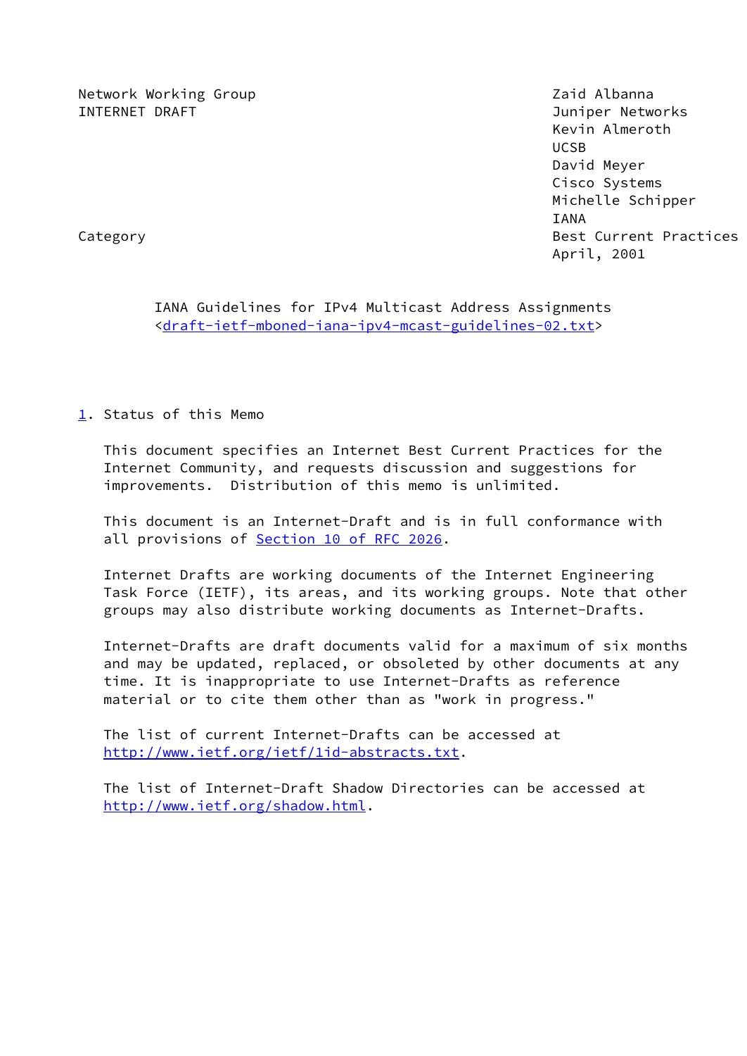Network Working Group                                          Zaid Albanna
INTERNET DRAFT                                             Juniper Networks
                                                              Kevin Almeroth
                                                                        UCSB
                                                                 David Meyer
                                                               Cisco Systems
                                                           Michelle Schipper
                                                                        IANA
Category                                                Best Current Practices
                                                                 April, 2001

# IANA Guidelines for IPv4 Multicast Address Assignments

<draft-ietf-mboned-iana-ipv4-mcast-guidelines-02.txt>

## 1. Status of this Memo

This document specifies an Internet Best Current Practices for the Internet Community, and requests discussion and suggestions for improvements. Distribution of this memo is unlimited.

This document is an Internet-Draft and is in full conformance with all provisions of Section 10 of RFC 2026.

Internet Drafts are working documents of the Internet Engineering Task Force (IETF), its areas, and its working groups. Note that other groups may also distribute working documents as Internet-Drafts.

Internet-Drafts are draft documents valid for a maximum of six months and may be updated, replaced, or obsoleted by other documents at any time. It is inappropriate to use Internet-Drafts as reference material or to cite them other than as "work in progress."

The list of current Internet-Drafts can be accessed at http://www.ietf.org/ietf/1id-abstracts.txt.

The list of Internet-Draft Shadow Directories can be accessed at http://www.ietf.org/shadow.html.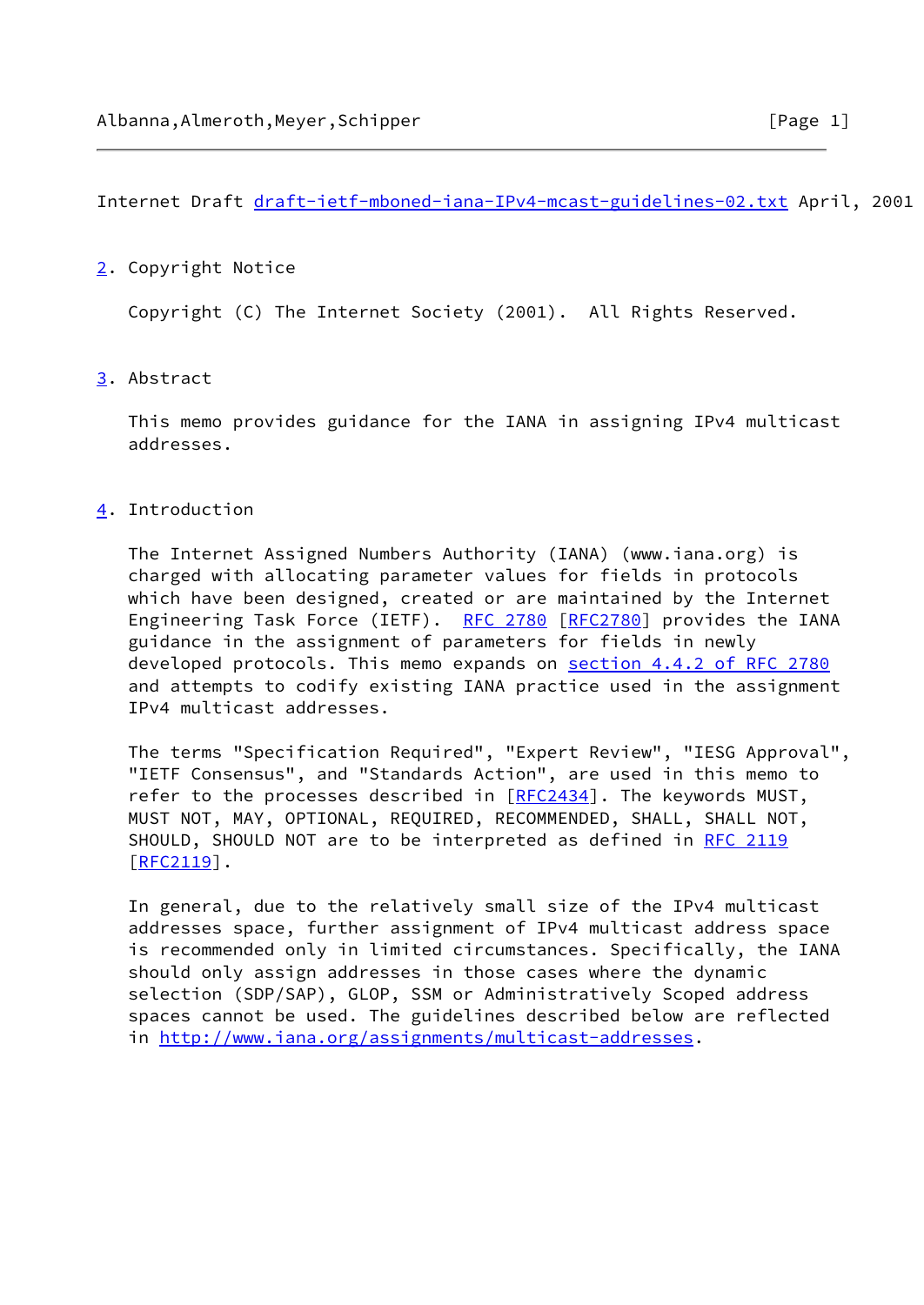Internet Draft draft-ietf-mboned-iana-IPv4-mcast-guidelines-02.txt April, 2001

## 2. Copyright Notice

Copyright (C) The Internet Society (2001).  All Rights Reserved.

## 3. Abstract

This memo provides guidance for the IANA in assigning IPv4 multicast addresses.

## 4. Introduction

The Internet Assigned Numbers Authority (IANA) (www.iana.org) is charged with allocating parameter values for fields in protocols which have been designed, created or are maintained by the Internet Engineering Task Force (IETF).  RFC 2780 [RFC2780] provides the IANA guidance in the assignment of parameters for fields in newly developed protocols. This memo expands on section 4.4.2 of RFC 2780 and attempts to codify existing IANA practice used in the assignment IPv4 multicast addresses.

The terms "Specification Required", "Expert Review", "IESG Approval", "IETF Consensus", and "Standards Action", are used in this memo to refer to the processes described in [RFC2434]. The keywords MUST, MUST NOT, MAY, OPTIONAL, REQUIRED, RECOMMENDED, SHALL, SHALL NOT, SHOULD, SHOULD NOT are to be interpreted as defined in RFC 2119 [RFC2119].

In general, due to the relatively small size of the IPv4 multicast addresses space, further assignment of IPv4 multicast address space is recommended only in limited circumstances. Specifically, the IANA should only assign addresses in those cases where the dynamic selection (SDP/SAP), GLOP, SSM or Administratively Scoped address spaces cannot be used. The guidelines described below are reflected in http://www.iana.org/assignments/multicast-addresses.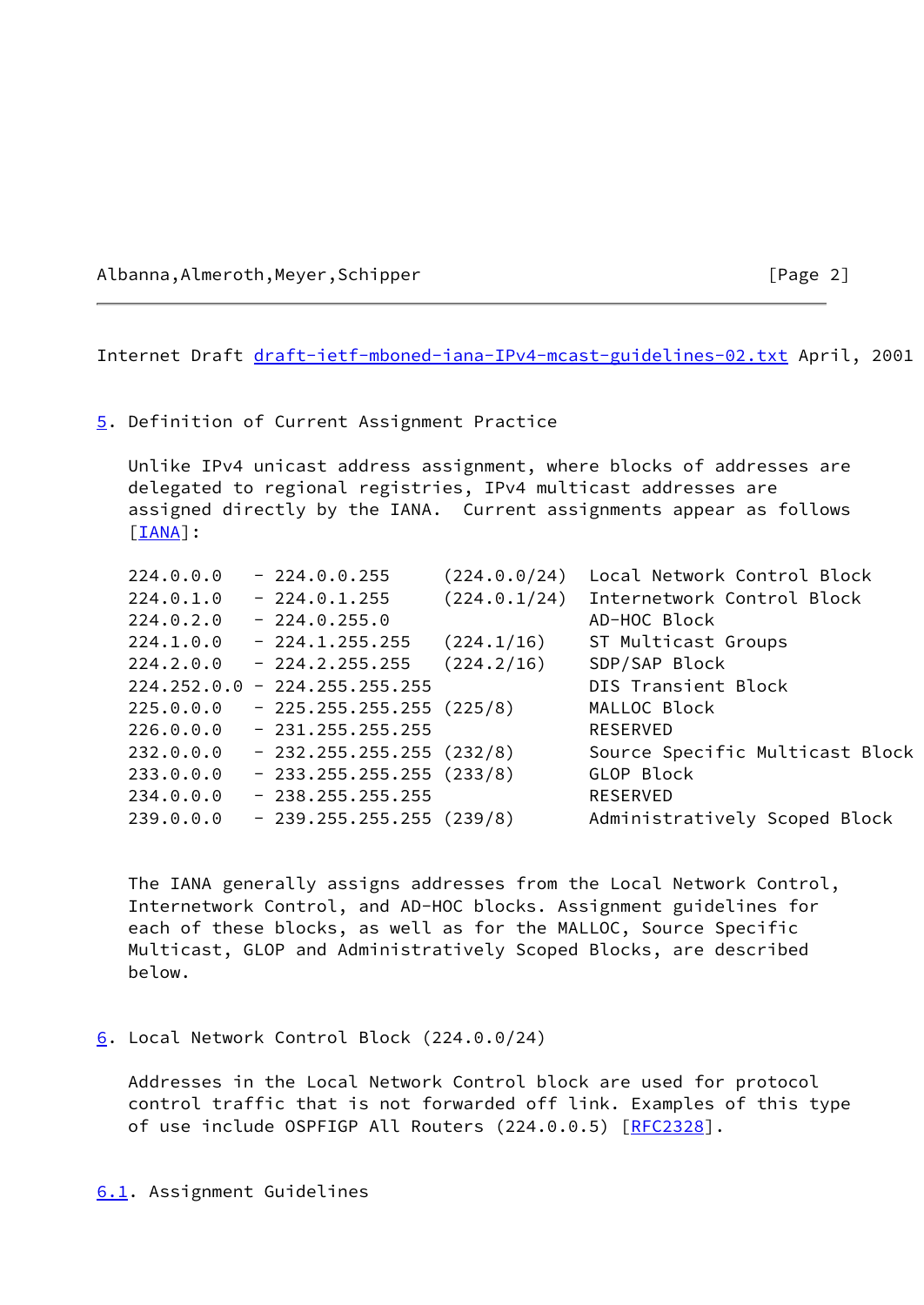## 5. Definition of Current Assignment Practice

Unlike IPv4 unicast address assignment, where blocks of addresses are delegated to regional registries, IPv4 multicast addresses are assigned directly by the IANA. Current assignments appear as follows [IANA]:

| Address Range | | Description |
|---|---|---|
| 224.0.0.0 - 224.0.0.255 | (224.0.0/24) | Local Network Control Block |
| 224.0.1.0 - 224.0.1.255 | (224.0.1/24) | Internetwork Control Block |
| 224.0.2.0 - 224.0.255.0 | | AD-HOC Block |
| 224.1.0.0 - 224.1.255.255 | (224.1/16) | ST Multicast Groups |
| 224.2.0.0 - 224.2.255.255 | (224.2/16) | SDP/SAP Block |
| 224.252.0.0 - 224.255.255.255 | | DIS Transient Block |
| 225.0.0.0 - 225.255.255.255 | (225/8) | MALLOC Block |
| 226.0.0.0 - 231.255.255.255 | | RESERVED |
| 232.0.0.0 - 232.255.255.255 | (232/8) | Source Specific Multicast Block |
| 233.0.0.0 - 233.255.255.255 | (233/8) | GLOP Block |
| 234.0.0.0 - 238.255.255.255 | | RESERVED |
| 239.0.0.0 - 239.255.255.255 | (239/8) | Administratively Scoped Block |

The IANA generally assigns addresses from the Local Network Control, Internetwork Control, and AD-HOC blocks. Assignment guidelines for each of these blocks, as well as for the MALLOC, Source Specific Multicast, GLOP and Administratively Scoped Blocks, are described below.

## 6. Local Network Control Block (224.0.0/24)

Addresses in the Local Network Control block are used for protocol control traffic that is not forwarded off link. Examples of this type of use include OSPFIGP All Routers (224.0.0.5) [RFC2328].

### 6.1. Assignment Guidelines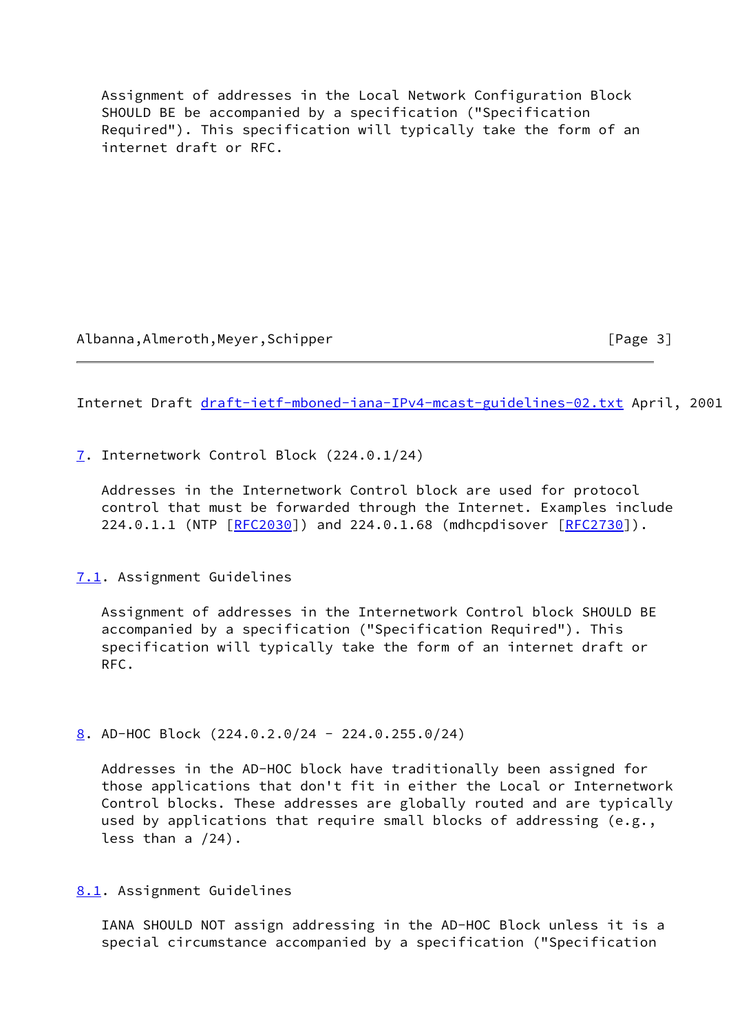Assignment of addresses in the Local Network Configuration Block SHOULD BE be accompanied by a specification ("Specification Required"). This specification will typically take the form of an internet draft or RFC.

## 7. Internetwork Control Block (224.0.1/24)

Addresses in the Internetwork Control block are used for protocol control that must be forwarded through the Internet. Examples include 224.0.1.1 (NTP [RFC2030]) and 224.0.1.68 (mdhcpdisover [RFC2730]).

### 7.1. Assignment Guidelines

Assignment of addresses in the Internetwork Control block SHOULD BE accompanied by a specification ("Specification Required"). This specification will typically take the form of an internet draft or RFC.

## 8. AD-HOC Block (224.0.2.0/24 - 224.0.255.0/24)

Addresses in the AD-HOC block have traditionally been assigned for those applications that don't fit in either the Local or Internetwork Control blocks. These addresses are globally routed and are typically used by applications that require small blocks of addressing (e.g., less than a /24).

### 8.1. Assignment Guidelines

IANA SHOULD NOT assign addressing in the AD-HOC Block unless it is a special circumstance accompanied by a specification ("Specification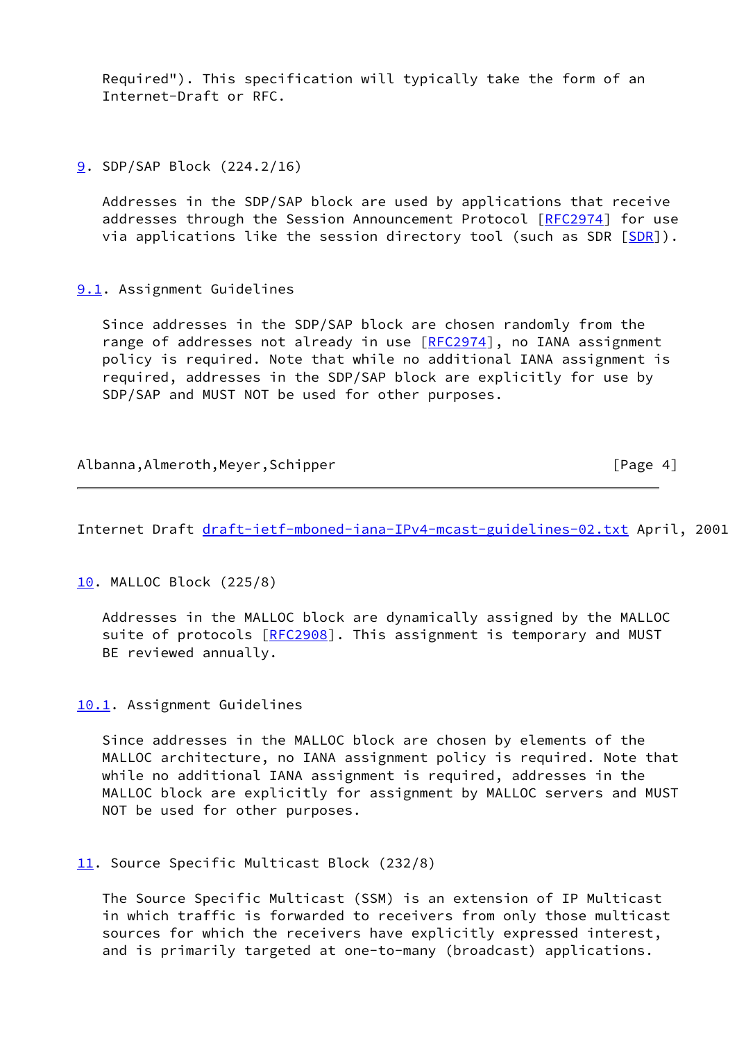Required"). This specification will typically take the form of an Internet-Draft or RFC.

## 9. SDP/SAP Block (224.2/16)

Addresses in the SDP/SAP block are used by applications that receive addresses through the Session Announcement Protocol [RFC2974] for use via applications like the session directory tool (such as SDR [SDR]).

### 9.1. Assignment Guidelines

Since addresses in the SDP/SAP block are chosen randomly from the range of addresses not already in use [RFC2974], no IANA assignment policy is required. Note that while no additional IANA assignment is required, addresses in the SDP/SAP block are explicitly for use by SDP/SAP and MUST NOT be used for other purposes.

## 10. MALLOC Block (225/8)

Addresses in the MALLOC block are dynamically assigned by the MALLOC suite of protocols [RFC2908]. This assignment is temporary and MUST BE reviewed annually.

### 10.1. Assignment Guidelines

Since addresses in the MALLOC block are chosen by elements of the MALLOC architecture, no IANA assignment policy is required. Note that while no additional IANA assignment is required, addresses in the MALLOC block are explicitly for assignment by MALLOC servers and MUST NOT be used for other purposes.

## 11. Source Specific Multicast Block (232/8)

The Source Specific Multicast (SSM) is an extension of IP Multicast in which traffic is forwarded to receivers from only those multicast sources for which the receivers have explicitly expressed interest, and is primarily targeted at one-to-many (broadcast) applications.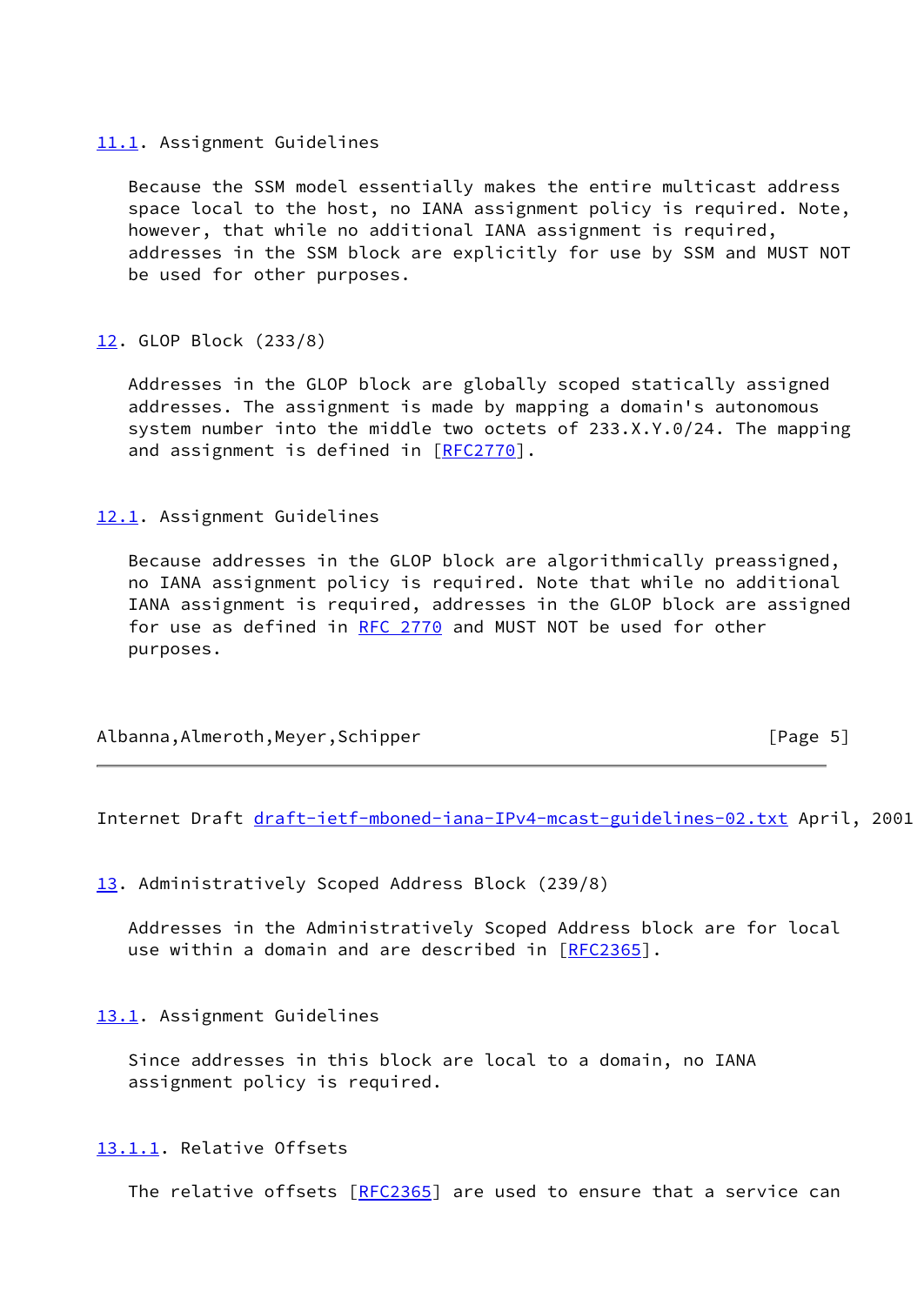### 11.1. Assignment Guidelines

Because the SSM model essentially makes the entire multicast address space local to the host, no IANA assignment policy is required. Note, however, that while no additional IANA assignment is required, addresses in the SSM block are explicitly for use by SSM and MUST NOT be used for other purposes.

## 12. GLOP Block (233/8)

Addresses in the GLOP block are globally scoped statically assigned addresses. The assignment is made by mapping a domain's autonomous system number into the middle two octets of 233.X.Y.0/24. The mapping and assignment is defined in [RFC2770].

### 12.1. Assignment Guidelines

Because addresses in the GLOP block are algorithmically preassigned, no IANA assignment policy is required. Note that while no additional IANA assignment is required, addresses in the GLOP block are assigned for use as defined in RFC 2770 and MUST NOT be used for other purposes.

## 13. Administratively Scoped Address Block (239/8)

Addresses in the Administratively Scoped Address block are for local use within a domain and are described in [RFC2365].

### 13.1. Assignment Guidelines

Since addresses in this block are local to a domain, no IANA assignment policy is required.

#### 13.1.1. Relative Offsets

The relative offsets [RFC2365] are used to ensure that a service can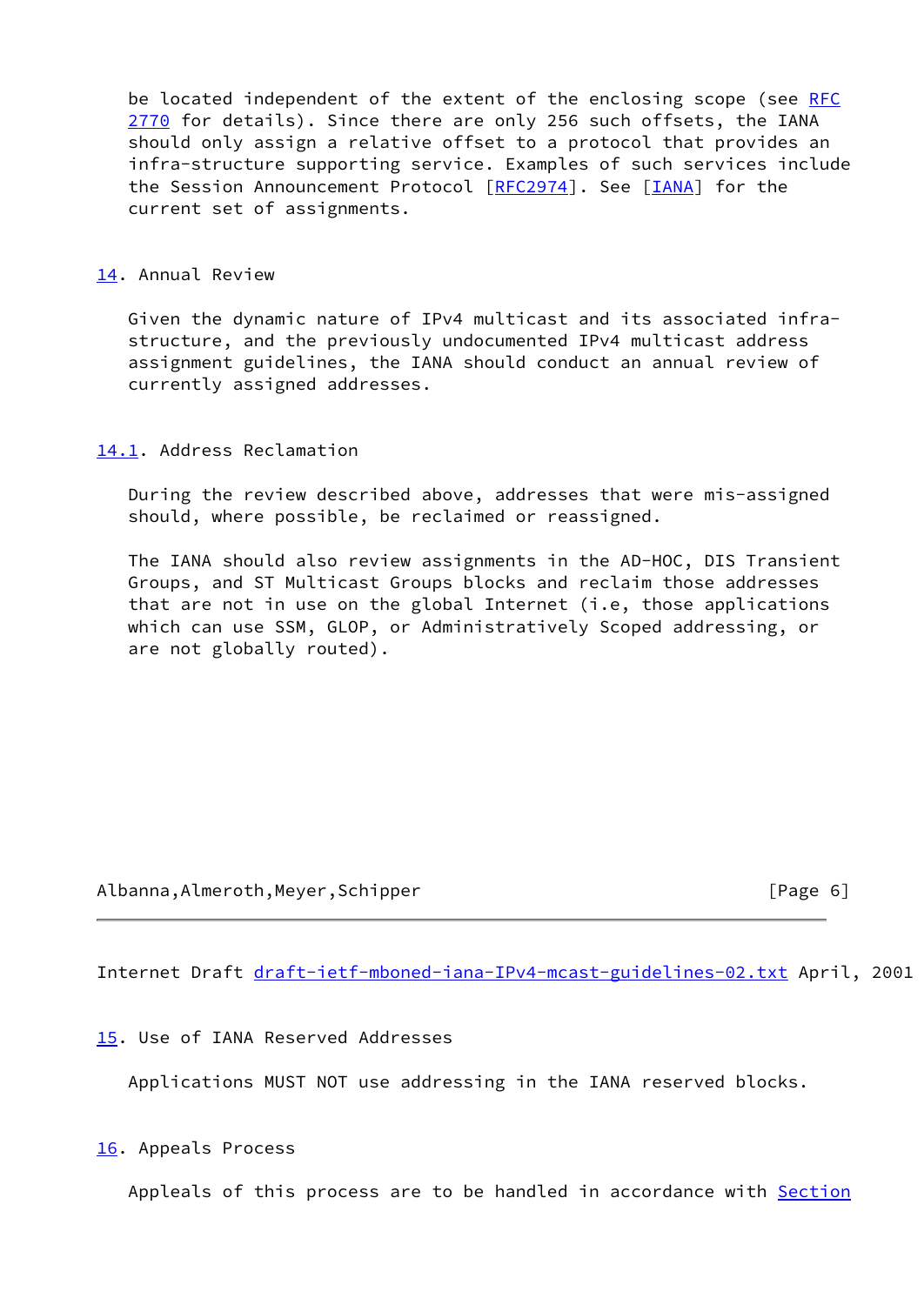be located independent of the extent of the enclosing scope (see RFC 2770 for details). Since there are only 256 such offsets, the IANA should only assign a relative offset to a protocol that provides an infra-structure supporting service. Examples of such services include the Session Announcement Protocol [RFC2974]. See [IANA] for the current set of assignments.

## 14. Annual Review

Given the dynamic nature of IPv4 multicast and its associated infra-structure, and the previously undocumented IPv4 multicast address assignment guidelines, the IANA should conduct an annual review of currently assigned addresses.

### 14.1. Address Reclamation

During the review described above, addresses that were mis-assigned should, where possible, be reclaimed or reassigned.

The IANA should also review assignments in the AD-HOC, DIS Transient Groups, and ST Multicast Groups blocks and reclaim those addresses that are not in use on the global Internet (i.e, those applications which can use SSM, GLOP, or Administratively Scoped addressing, or are not globally routed).

## 15. Use of IANA Reserved Addresses

Applications MUST NOT use addressing in the IANA reserved blocks.

## 16. Appeals Process

Appleals of this process are to be handled in accordance with Section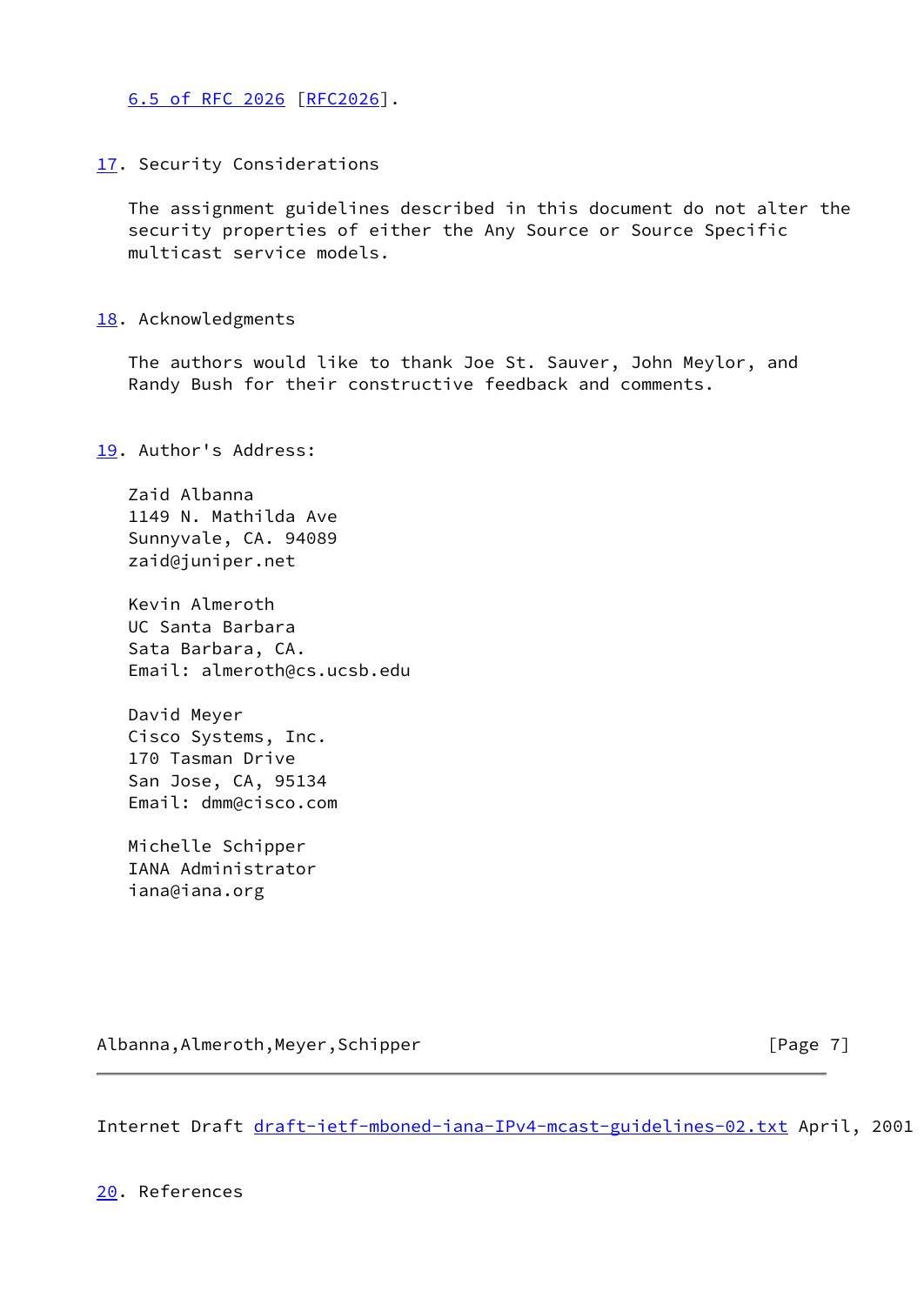6.5 of RFC 2026 [RFC2026].

## 17. Security Considerations

The assignment guidelines described in this document do not alter the security properties of either the Any Source or Source Specific multicast service models.

## 18. Acknowledgments

The authors would like to thank Joe St. Sauver, John Meylor, and Randy Bush for their constructive feedback and comments.

## 19. Author's Address:

Zaid Albanna
1149 N. Mathilda Ave
Sunnyvale, CA. 94089
zaid@juniper.net

Kevin Almeroth
UC Santa Barbara
Sata Barbara, CA.
Email: almeroth@cs.ucsb.edu

David Meyer
Cisco Systems, Inc.
170 Tasman Drive
San Jose, CA, 95134
Email: dmm@cisco.com

Michelle Schipper
IANA Administrator
iana@iana.org

## 20. References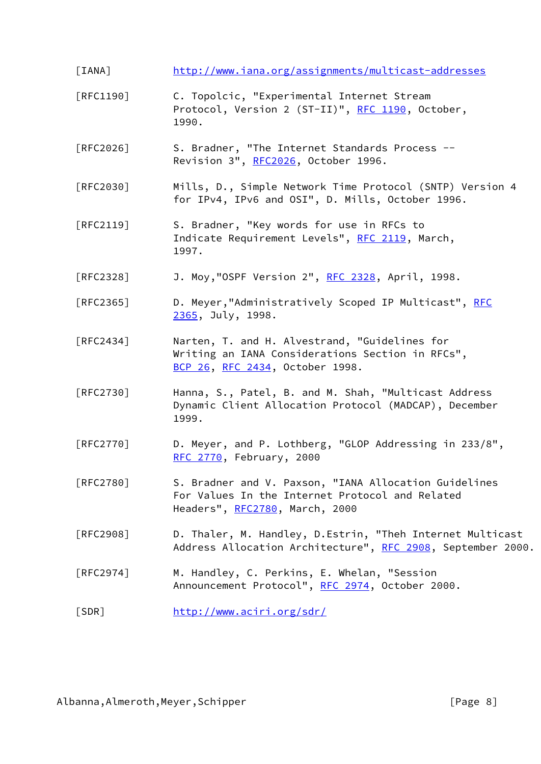[IANA] http://www.iana.org/assignments/multicast-addresses

[RFC1190] C. Topolcic, "Experimental Internet Stream Protocol, Version 2 (ST-II)", RFC 1190, October, 1990.

[RFC2026] S. Bradner, "The Internet Standards Process -- Revision 3", RFC2026, October 1996.

[RFC2030] Mills, D., Simple Network Time Protocol (SNTP) Version 4 for IPv4, IPv6 and OSI", D. Mills, October 1996.

[RFC2119] S. Bradner, "Key words for use in RFCs to Indicate Requirement Levels", RFC 2119, March, 1997.

[RFC2328] J. Moy,"OSPF Version 2", RFC 2328, April, 1998.

[RFC2365] D. Meyer,"Administratively Scoped IP Multicast", RFC 2365, July, 1998.

[RFC2434] Narten, T. and H. Alvestrand, "Guidelines for Writing an IANA Considerations Section in RFCs", BCP 26, RFC 2434, October 1998.

[RFC2730] Hanna, S., Patel, B. and M. Shah, "Multicast Address Dynamic Client Allocation Protocol (MADCAP), December 1999.

[RFC2770] D. Meyer, and P. Lothberg, "GLOP Addressing in 233/8", RFC 2770, February, 2000

[RFC2780] S. Bradner and V. Paxson, "IANA Allocation Guidelines For Values In the Internet Protocol and Related Headers", RFC2780, March, 2000

[RFC2908] D. Thaler, M. Handley, D.Estrin, "Theh Internet Multicast Address Allocation Architecture", RFC 2908, September 2000.

[RFC2974] M. Handley, C. Perkins, E. Whelan, "Session Announcement Protocol", RFC 2974, October 2000.

[SDR] http://www.aciri.org/sdr/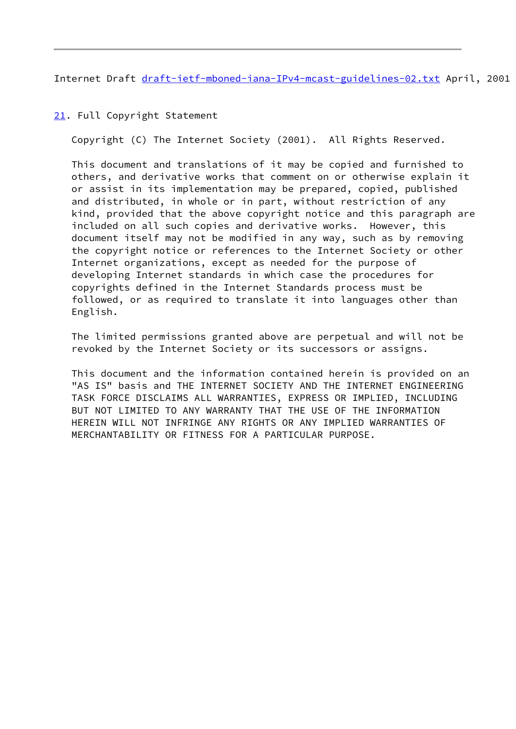## 21. Full Copyright Statement

Copyright (C) The Internet Society (2001). All Rights Reserved.

This document and translations of it may be copied and furnished to others, and derivative works that comment on or otherwise explain it or assist in its implementation may be prepared, copied, published and distributed, in whole or in part, without restriction of any kind, provided that the above copyright notice and this paragraph are included on all such copies and derivative works. However, this document itself may not be modified in any way, such as by removing the copyright notice or references to the Internet Society or other Internet organizations, except as needed for the purpose of developing Internet standards in which case the procedures for copyrights defined in the Internet Standards process must be followed, or as required to translate it into languages other than English.

The limited permissions granted above are perpetual and will not be revoked by the Internet Society or its successors or assigns.

This document and the information contained herein is provided on an "AS IS" basis and THE INTERNET SOCIETY AND THE INTERNET ENGINEERING TASK FORCE DISCLAIMS ALL WARRANTIES, EXPRESS OR IMPLIED, INCLUDING BUT NOT LIMITED TO ANY WARRANTY THAT THE USE OF THE INFORMATION HEREIN WILL NOT INFRINGE ANY RIGHTS OR ANY IMPLIED WARRANTIES OF MERCHANTABILITY OR FITNESS FOR A PARTICULAR PURPOSE.